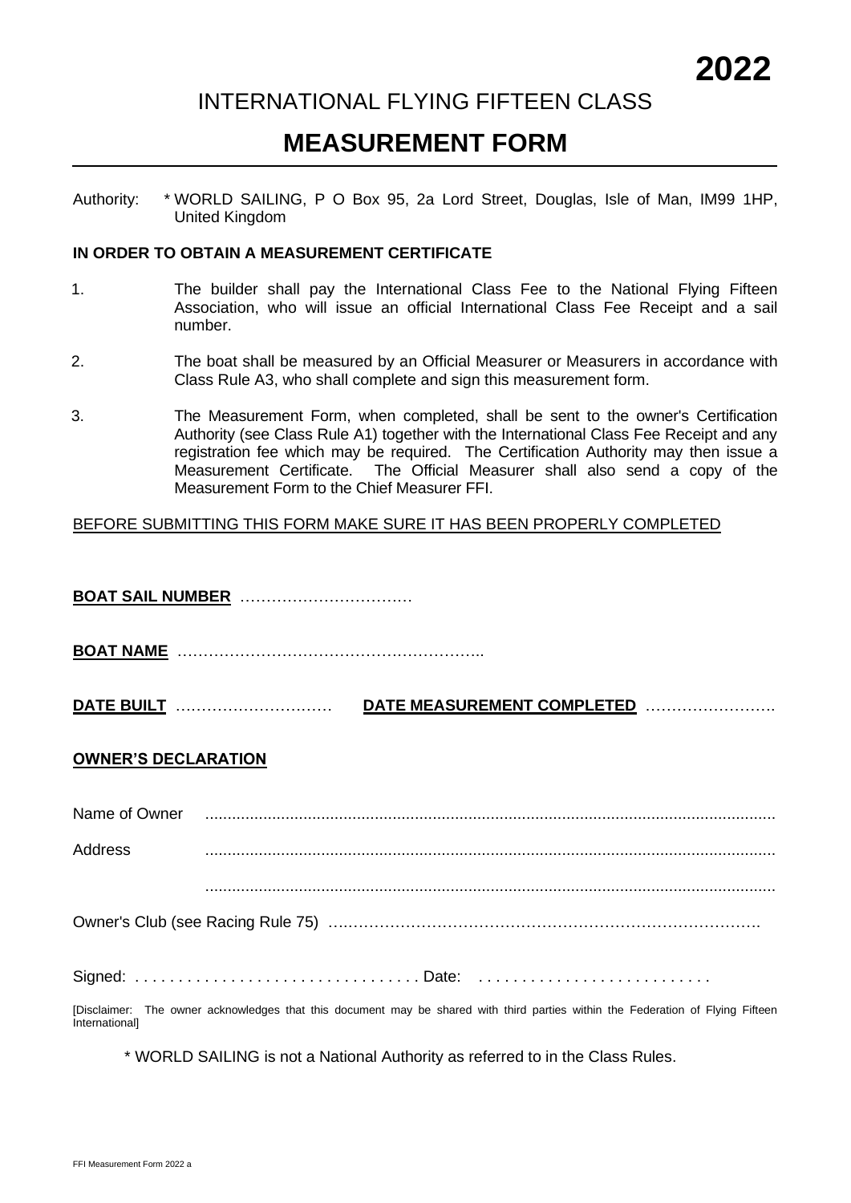**2022**

# INTERNATIONAL FLYING FIFTEEN CLASS

## MEASUREMENT FORM

Authority: * WORLD SAILING, P O Box 95, 2a Lord Street, Douglas, Isle of Man, IM99 1HP, United Kingdom

**IN ORDER TO OBTAIN A MEASUREMENT CERTIFICATE**

1. The builder shall pay the International Class Fee to the National Flying Fifteen Association, who will issue an official International Class Fee Receipt and a sail number.
2. The boat shall be measured by an Official Measurer or Measurers in accordance with Class Rule A3, who shall complete and sign this measurement form.
3. The Measurement Form, when completed, shall be sent to the owner's Certification Authority (see Class Rule A1) together with the International Class Fee Receipt and any registration fee which may be required. The Certification Authority may then issue a Measurement Certificate. The Official Measurer shall also send a copy of the Measurement Form to the Chief Measurer FFI.

<u>BEFORE SUBMITTING THIS FORM MAKE SURE IT HAS BEEN PROPERLY COMPLETED</u>

**BOAT SAIL NUMBER** ……………………………

**BOAT NAME** …………………………………………………..

**DATE BUILT** ………………………… **DATE MEASUREMENT COMPLETED** …………………….

**OWNER'S DECLARATION**

Name of Owner ..............................................................................................................................

Address ..............................................................................................................................

..............................................................................................................................

Owner's Club (see Racing Rule 75) ………………………………………………………………………….

Signed: . . . . . . . . . . . . . . . . . . . . . . . . . . . . . . . . . Date: . . . . . . . . . . . . . . . . . . . . . . . . . . .

[Disclaimer: The owner acknowledges that this document may be shared with third parties within the Federation of Flying Fifteen International]

* WORLD SAILING is not a National Authority as referred to in the Class Rules.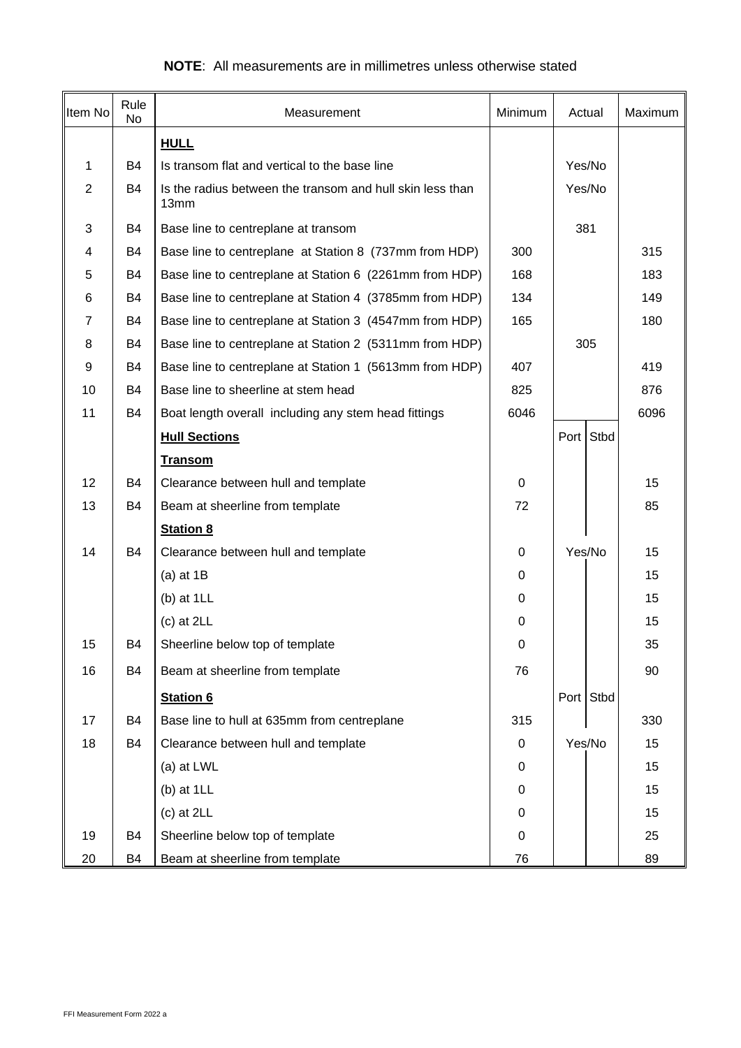**NOTE**: All measurements are in millimetres unless otherwise stated

| Item No | Rule No | Measurement | Minimum | Actual | | Maximum |
|---|---|---|---|---|---|---|
| | | **HULL** | | | | |
| 1 | B4 | Is transom flat and vertical to the base line | | Yes/No | | |
| 2 | B4 | Is the radius between the transom and hull skin less than 13mm | | Yes/No | | |
| 3 | B4 | Base line to centreplane at transom | | 381 | | |
| 4 | B4 | Base line to centreplane at Station 8 (737mm from HDP) | 300 | | | 315 |
| 5 | B4 | Base line to centreplane at Station 6 (2261mm from HDP) | 168 | | | 183 |
| 6 | B4 | Base line to centreplane at Station 4 (3785mm from HDP) | 134 | | | 149 |
| 7 | B4 | Base line to centreplane at Station 3 (4547mm from HDP) | 165 | | | 180 |
| 8 | B4 | Base line to centreplane at Station 2 (5311mm from HDP) | | 305 | | |
| 9 | B4 | Base line to centreplane at Station 1 (5613mm from HDP) | 407 | | | 419 |
| 10 | B4 | Base line to sheerline at stem head | 825 | | | 876 |
| 11 | B4 | Boat length overall including any stem head fittings | 6046 | | | 6096 |
| | | **Hull Sections** | | Port | Stbd | |
| | | **Transom** | | | | |
| 12 | B4 | Clearance between hull and template | 0 | | | 15 |
| 13 | B4 | Beam at sheerline from template | 72 | | | 85 |
| | | **Station 8** | | | | |
| 14 | B4 | Clearance between hull and template | 0 | Yes/No | | 15 |
| | | (a) at 1B | 0 | | | 15 |
| | | (b) at 1LL | 0 | | | 15 |
| | | (c) at 2LL | 0 | | | 15 |
| 15 | B4 | Sheerline below top of template | 0 | | | 35 |
| 16 | B4 | Beam at sheerline from template | 76 | | | 90 |
| | | **Station 6** | | Port | Stbd | |
| 17 | B4 | Base line to hull at 635mm from centreplane | 315 | | | 330 |
| 18 | B4 | Clearance between hull and template | 0 | Yes/No | | 15 |
| | | (a) at LWL | 0 | | | 15 |
| | | (b) at 1LL | 0 | | | 15 |
| | | (c) at 2LL | 0 | | | 15 |
| 19 | B4 | Sheerline below top of template | 0 | | | 25 |
| 20 | B4 | Beam at sheerline from template | 76 | | | 89 |

FFI Measurement Form 2022 a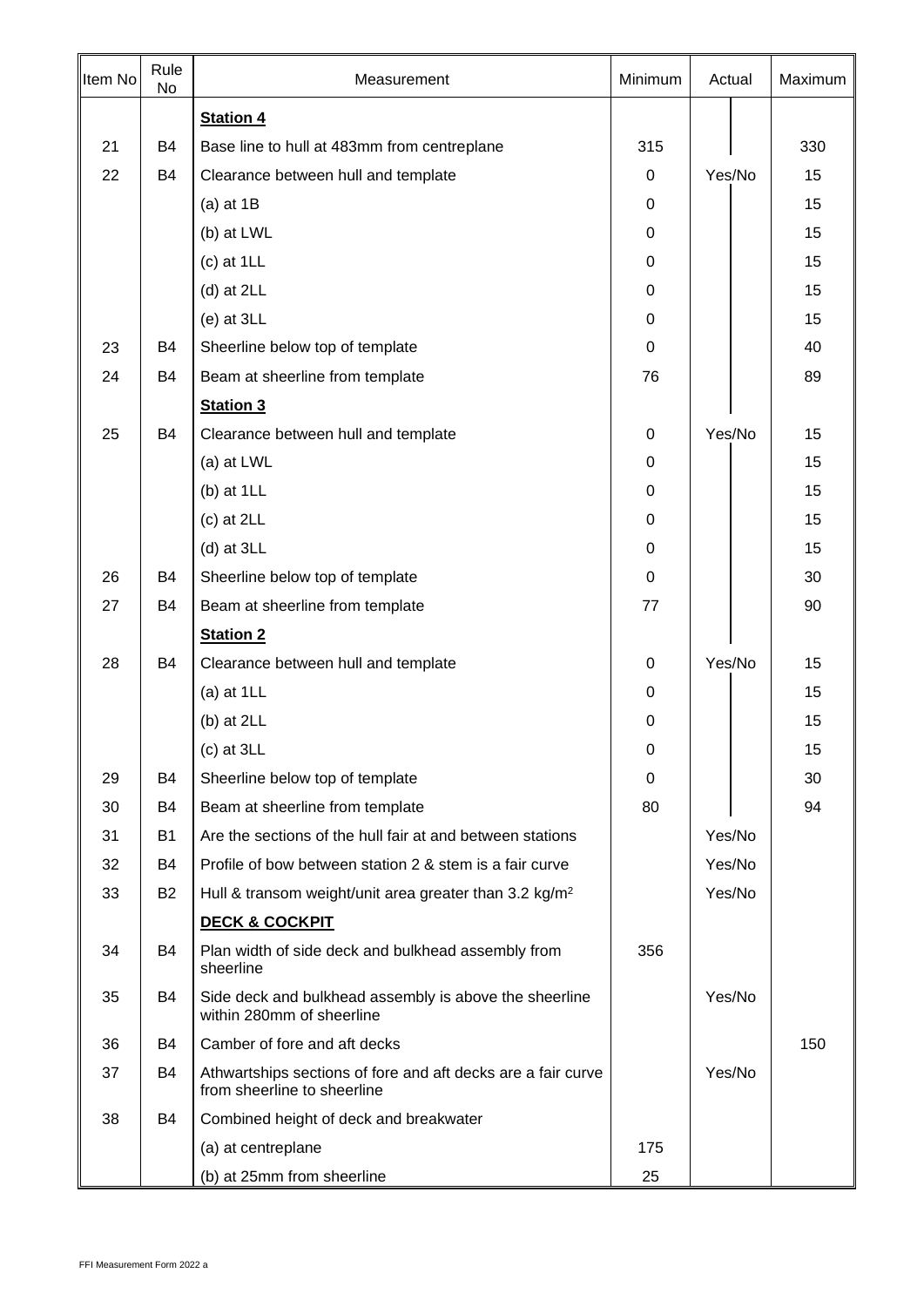| Item No | Rule No | Measurement | Minimum | Actual | Maximum |
|---|---|---|---|---|---|
| | | **Station 4** | | | |
| 21 | B4 | Base line to hull at 483mm from centreplane | 315 | | 330 |
| 22 | B4 | Clearance between hull and template | 0 | Yes/No | 15 |
| | | (a) at 1B | 0 | | 15 |
| | | (b) at LWL | 0 | | 15 |
| | | (c) at 1LL | 0 | | 15 |
| | | (d) at 2LL | 0 | | 15 |
| | | (e) at 3LL | 0 | | 15 |
| 23 | B4 | Sheerline below top of template | 0 | | 40 |
| 24 | B4 | Beam at sheerline from template | 76 | | 89 |
| | | **Station 3** | | | |
| 25 | B4 | Clearance between hull and template | 0 | Yes/No | 15 |
| | | (a) at LWL | 0 | | 15 |
| | | (b) at 1LL | 0 | | 15 |
| | | (c) at 2LL | 0 | | 15 |
| | | (d) at 3LL | 0 | | 15 |
| 26 | B4 | Sheerline below top of template | 0 | | 30 |
| 27 | B4 | Beam at sheerline from template | 77 | | 90 |
| | | **Station 2** | | | |
| 28 | B4 | Clearance between hull and template | 0 | Yes/No | 15 |
| | | (a) at 1LL | 0 | | 15 |
| | | (b) at 2LL | 0 | | 15 |
| | | (c) at 3LL | 0 | | 15 |
| 29 | B4 | Sheerline below top of template | 0 | | 30 |
| 30 | B4 | Beam at sheerline from template | 80 | | 94 |
| 31 | B1 | Are the sections of the hull fair at and between stations | | Yes/No | |
| 32 | B4 | Profile of bow between station 2 & stem is a fair curve | | Yes/No | |
| 33 | B2 | Hull & transom weight/unit area greater than 3.2 kg/m$^2$ | | Yes/No | |
| | | **DECK & COCKPIT** | | | |
| 34 | B4 | Plan width of side deck and bulkhead assembly from sheerline | 356 | | |
| 35 | B4 | Side deck and bulkhead assembly is above the sheerline within 280mm of sheerline | | Yes/No | |
| 36 | B4 | Camber of fore and aft decks | | | 150 |
| 37 | B4 | Athwartships sections of fore and aft decks are a fair curve from sheerline to sheerline | | Yes/No | |
| 38 | B4 | Combined height of deck and breakwater | | | |
| | | (a) at centreplane | 175 | | |
| | | (b) at 25mm from sheerline | 25 | | |

FFI Measurement Form 2022 a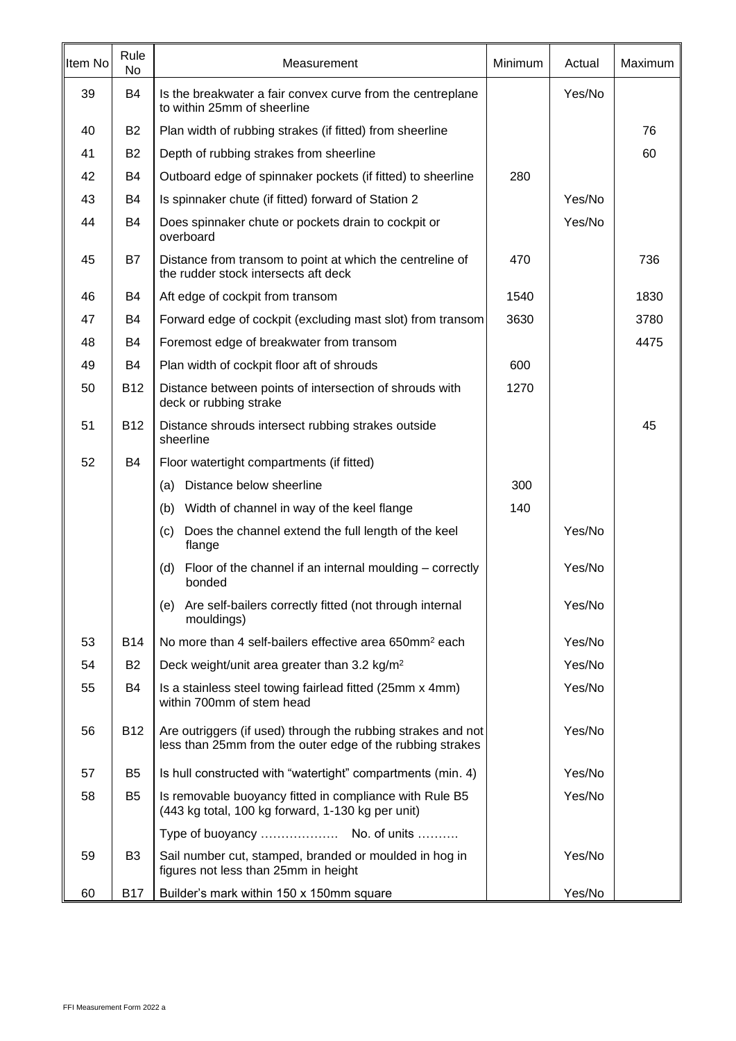| Item No | Rule No | Measurement | Minimum | Actual | Maximum |
|---|---|---|---|---|---|
| 39 | B4 | Is the breakwater a fair convex curve from the centreplane to within 25mm of sheerline | | Yes/No | |
| 40 | B2 | Plan width of rubbing strakes (if fitted) from sheerline | | | 76 |
| 41 | B2 | Depth of rubbing strakes from sheerline | | | 60 |
| 42 | B4 | Outboard edge of spinnaker pockets (if fitted) to sheerline | 280 | | |
| 43 | B4 | Is spinnaker chute (if fitted) forward of Station 2 | | Yes/No | |
| 44 | B4 | Does spinnaker chute or pockets drain to cockpit or overboard | | Yes/No | |
| 45 | B7 | Distance from transom to point at which the centreline of the rudder stock intersects aft deck | 470 | | 736 |
| 46 | B4 | Aft edge of cockpit from transom | 1540 | | 1830 |
| 47 | B4 | Forward edge of cockpit (excluding mast slot) from transom | 3630 | | 3780 |
| 48 | B4 | Foremost edge of breakwater from transom | | | 4475 |
| 49 | B4 | Plan width of cockpit floor aft of shrouds | 600 | | |
| 50 | B12 | Distance between points of intersection of shrouds with deck or rubbing strake | 1270 | | |
| 51 | B12 | Distance shrouds intersect rubbing strakes outside sheerline | | | 45 |
| 52 | B4 | Floor watertight compartments (if fitted) | | | |
| | | (a) Distance below sheerline | 300 | | |
| | | (b) Width of channel in way of the keel flange | 140 | | |
| | | (c) Does the channel extend the full length of the keel flange | | Yes/No | |
| | | (d) Floor of the channel if an internal moulding – correctly bonded | | Yes/No | |
| | | (e) Are self-bailers correctly fitted (not through internal mouldings) | | Yes/No | |
| 53 | B14 | No more than 4 self-bailers effective area 650mm$^2$ each | | Yes/No | |
| 54 | B2 | Deck weight/unit area greater than 3.2 kg/m$^2$ | | Yes/No | |
| 55 | B4 | Is a stainless steel towing fairlead fitted (25mm x 4mm) within 700mm of stem head | | Yes/No | |
| 56 | B12 | Are outriggers (if used) through the rubbing strakes and not less than 25mm from the outer edge of the rubbing strakes | | Yes/No | |
| 57 | B5 | Is hull constructed with "watertight" compartments (min. 4) | | Yes/No | |
| 58 | B5 | Is removable buoyancy fitted in compliance with Rule B5 (443 kg total, 100 kg forward, 1-130 kg per unit) | | Yes/No | |
| | | Type of buoyancy ………………. No. of units ………. | | | |
| 59 | B3 | Sail number cut, stamped, branded or moulded in hog in figures not less than 25mm in height | | Yes/No | |
| 60 | B17 | Builder's mark within 150 x 150mm square | | Yes/No | |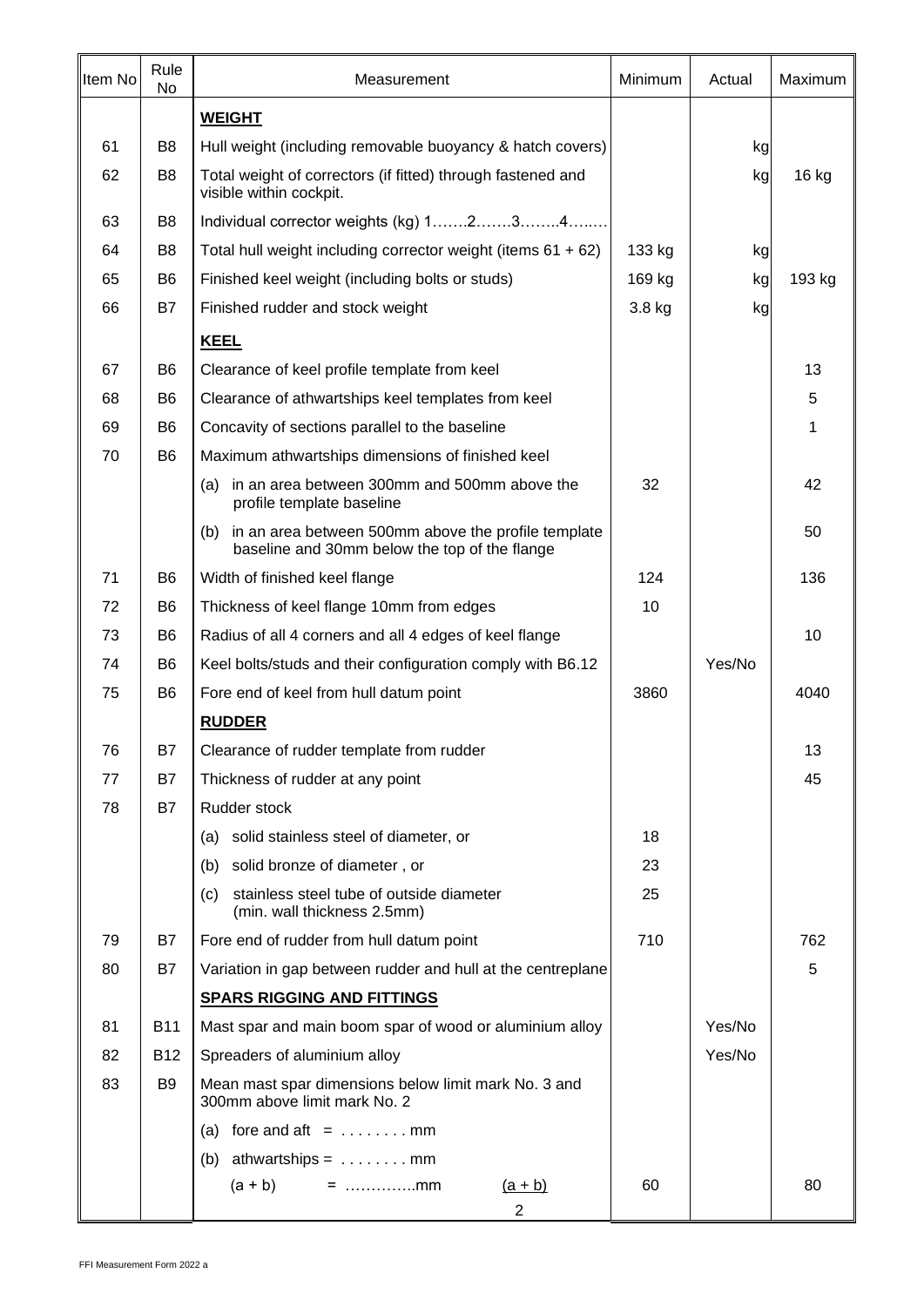| Item No | Rule No | Measurement | Minimum | Actual | Maximum |
|---|---|---|---|---|---|
| | | **WEIGHT** | | | |
| 61 | B8 | Hull weight (including removable buoyancy & hatch covers) | | kg | |
| 62 | B8 | Total weight of correctors (if fitted) through fastened and visible within cockpit. | | kg | 16 kg |
| 63 | B8 | Individual corrector weights (kg) 1…….2…….3……..4…..… | | | |
| 64 | B8 | Total hull weight including corrector weight (items 61 + 62) | 133 kg | kg | |
| 65 | B6 | Finished keel weight (including bolts or studs) | 169 kg | kg | 193 kg |
| 66 | B7 | Finished rudder and stock weight | 3.8 kg | kg | |
| | | **KEEL** | | | |
| 67 | B6 | Clearance of keel profile template from keel | | | 13 |
| 68 | B6 | Clearance of athwartships keel templates from keel | | | 5 |
| 69 | B6 | Concavity of sections parallel to the baseline | | | 1 |
| 70 | B6 | Maximum athwartships dimensions of finished keel | | | |
| | | (a) in an area between 300mm and 500mm above the profile template baseline | 32 | | 42 |
| | | (b) in an area between 500mm above the profile template baseline and 30mm below the top of the flange | | | 50 |
| 71 | B6 | Width of finished keel flange | 124 | | 136 |
| 72 | B6 | Thickness of keel flange 10mm from edges | 10 | | |
| 73 | B6 | Radius of all 4 corners and all 4 edges of keel flange | | | 10 |
| 74 | B6 | Keel bolts/studs and their configuration comply with B6.12 | | Yes/No | |
| 75 | B6 | Fore end of keel from hull datum point | 3860 | | 4040 |
| | | **RUDDER** | | | |
| 76 | B7 | Clearance of rudder template from rudder | | | 13 |
| 77 | B7 | Thickness of rudder at any point | | | 45 |
| 78 | B7 | Rudder stock | | | |
| | | (a) solid stainless steel of diameter, or | 18 | | |
| | | (b) solid bronze of diameter , or | 23 | | |
| | | (c) stainless steel tube of outside diameter (min. wall thickness 2.5mm) | 25 | | |
| 79 | B7 | Fore end of rudder from hull datum point | 710 | | 762 |
| 80 | B7 | Variation in gap between rudder and hull at the centreplane | | | 5 |
| | | **SPARS RIGGING AND FITTINGS** | | | |
| 81 | B11 | Mast spar and main boom spar of wood or aluminium alloy | | Yes/No | |
| 82 | B12 | Spreaders of aluminium alloy | | Yes/No | |
| 83 | B9 | Mean mast spar dimensions below limit mark No. 3 and 300mm above limit mark No. 2 | | | |
| | | (a) fore and aft = . . . . . . . . mm | | | |
| | | (b) athwartships = . . . . . . . . mm | | | |
| | | (a + b) = …………..mm $\frac{(a + b)}{2}$ | 60 | | 80 |

FFI Measurement Form 2022 a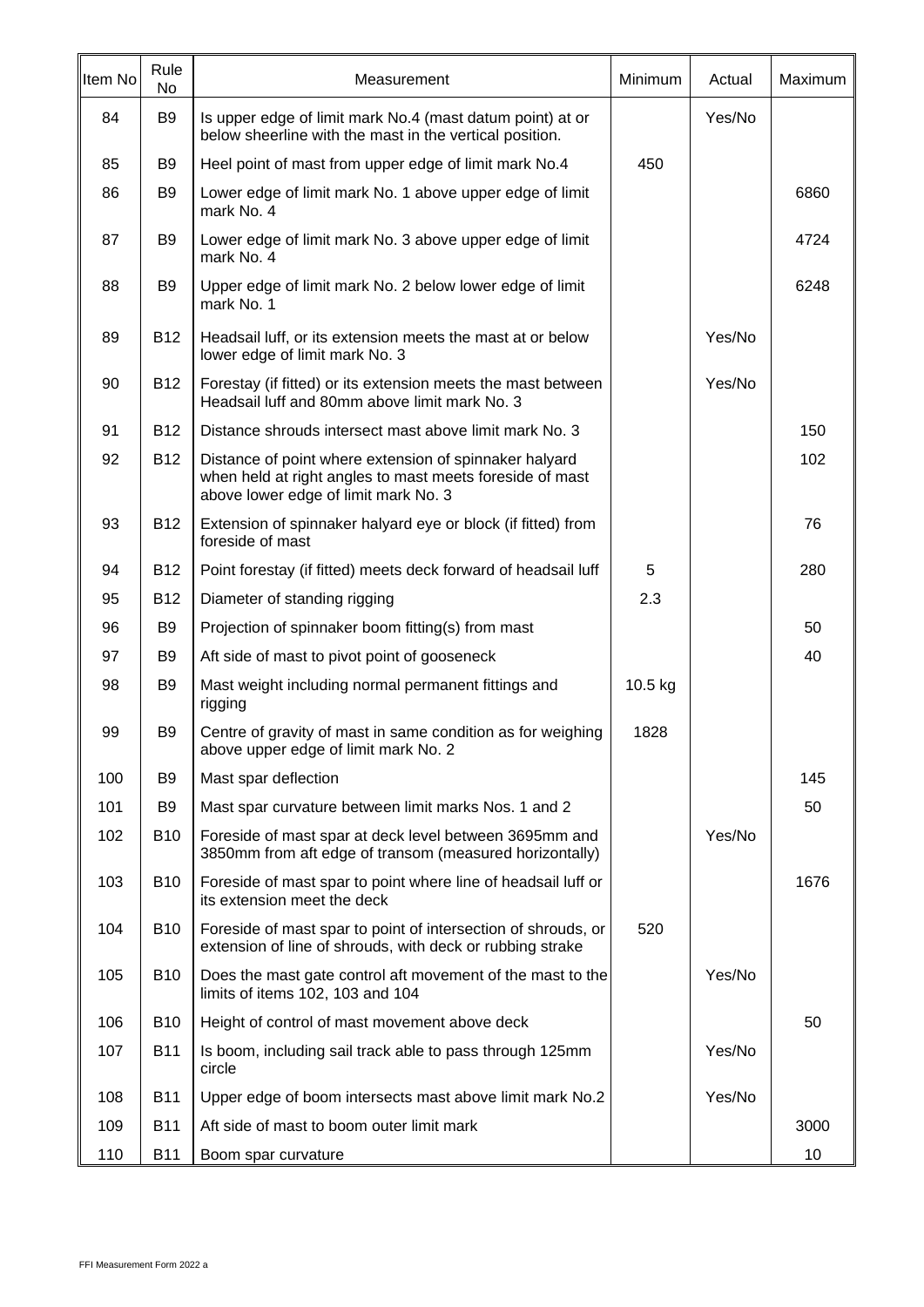| Item No | Rule No | Measurement | Minimum | Actual | Maximum |
|---|---|---|---|---|---|
| 84 | B9 | Is upper edge of limit mark No.4 (mast datum point) at or below sheerline with the mast in the vertical position. | | Yes/No | |
| 85 | B9 | Heel point of mast from upper edge of limit mark No.4 | 450 | | |
| 86 | B9 | Lower edge of limit mark No. 1 above upper edge of limit mark No. 4 | | | 6860 |
| 87 | B9 | Lower edge of limit mark No. 3 above upper edge of limit mark No. 4 | | | 4724 |
| 88 | B9 | Upper edge of limit mark No. 2 below lower edge of limit mark No. 1 | | | 6248 |
| 89 | B12 | Headsail luff, or its extension meets the mast at or below lower edge of limit mark No. 3 | | Yes/No | |
| 90 | B12 | Forestay (if fitted) or its extension meets the mast between Headsail luff and 80mm above limit mark No. 3 | | Yes/No | |
| 91 | B12 | Distance shrouds intersect mast above limit mark No. 3 | | | 150 |
| 92 | B12 | Distance of point where extension of spinnaker halyard when held at right angles to mast meets foreside of mast above lower edge of limit mark No. 3 | | | 102 |
| 93 | B12 | Extension of spinnaker halyard eye or block (if fitted) from foreside of mast | | | 76 |
| 94 | B12 | Point forestay (if fitted) meets deck forward of headsail luff | 5 | | 280 |
| 95 | B12 | Diameter of standing rigging | 2.3 | | |
| 96 | B9 | Projection of spinnaker boom fitting(s) from mast | | | 50 |
| 97 | B9 | Aft side of mast to pivot point of gooseneck | | | 40 |
| 98 | B9 | Mast weight including normal permanent fittings and rigging | 10.5 kg | | |
| 99 | B9 | Centre of gravity of mast in same condition as for weighing above upper edge of limit mark No. 2 | 1828 | | |
| 100 | B9 | Mast spar deflection | | | 145 |
| 101 | B9 | Mast spar curvature between limit marks Nos. 1 and 2 | | | 50 |
| 102 | B10 | Foreside of mast spar at deck level between 3695mm and 3850mm from aft edge of transom (measured horizontally) | | Yes/No | |
| 103 | B10 | Foreside of mast spar to point where line of headsail luff or its extension meet the deck | | | 1676 |
| 104 | B10 | Foreside of mast spar to point of intersection of shrouds, or extension of line of shrouds, with deck or rubbing strake | 520 | | |
| 105 | B10 | Does the mast gate control aft movement of the mast to the limits of items 102, 103 and 104 | | Yes/No | |
| 106 | B10 | Height of control of mast movement above deck | | | 50 |
| 107 | B11 | Is boom, including sail track able to pass through 125mm circle | | Yes/No | |
| 108 | B11 | Upper edge of boom intersects mast above limit mark No.2 | | Yes/No | |
| 109 | B11 | Aft side of mast to boom outer limit mark | | | 3000 |
| 110 | B11 | Boom spar curvature | | | 10 |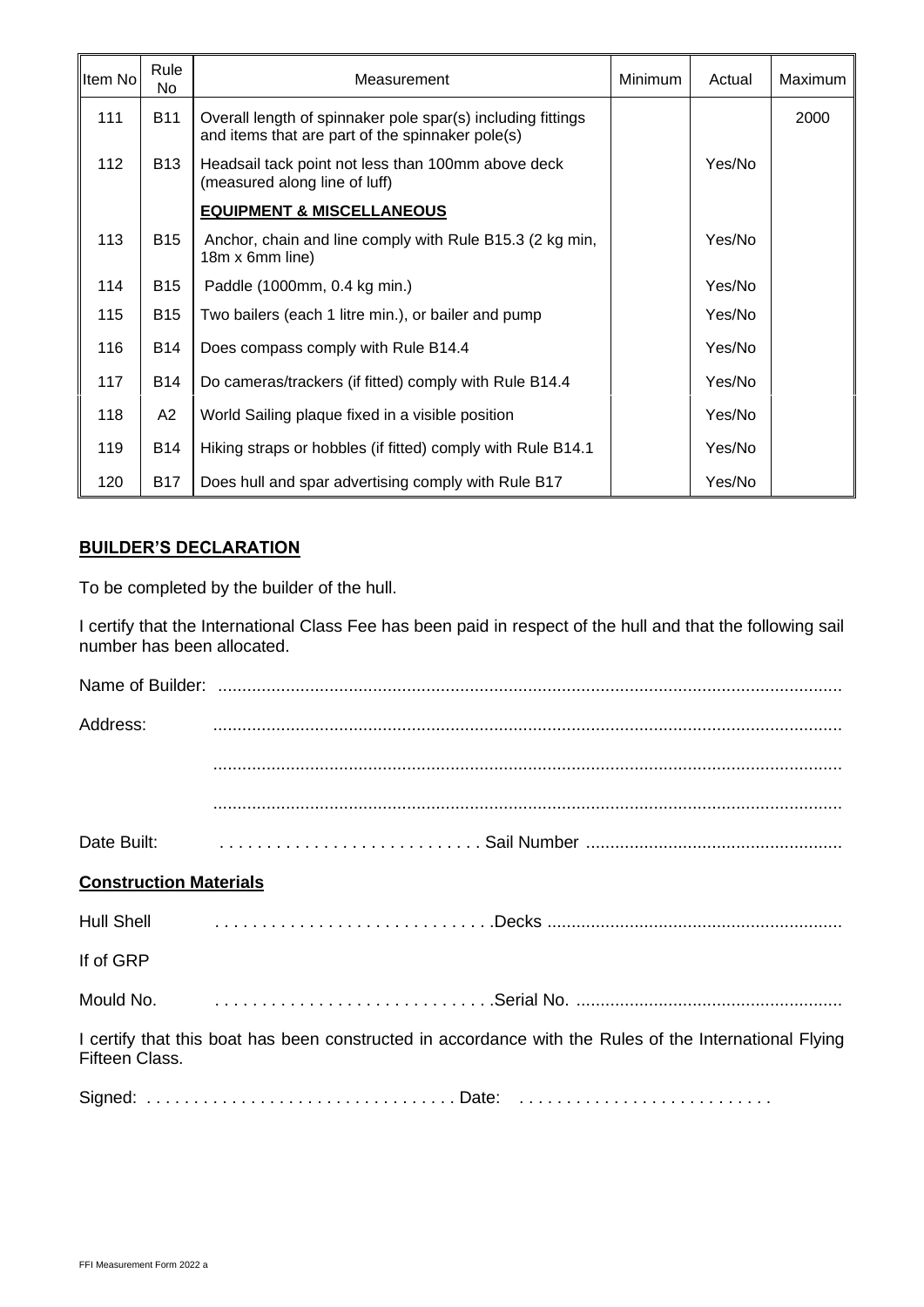| Item No | Rule No | Measurement | Minimum | Actual | Maximum |
|---|---|---|---|---|---|
| 111 | B11 | Overall length of spinnaker pole spar(s) including fittings and items that are part of the spinnaker pole(s) | | | 2000 |
| 112 | B13 | Headsail tack point not less than 100mm above deck (measured along line of luff) | | Yes/No | |
| | | **EQUIPMENT & MISCELLANEOUS** | | | |
| 113 | B15 | Anchor, chain and line comply with Rule B15.3 (2 kg min, 18m x 6mm line) | | Yes/No | |
| 114 | B15 | Paddle (1000mm, 0.4 kg min.) | | Yes/No | |
| 115 | B15 | Two bailers (each 1 litre min.), or bailer and pump | | Yes/No | |
| 116 | B14 | Does compass comply with Rule B14.4 | | Yes/No | |
| 117 | B14 | Do cameras/trackers (if fitted) comply with Rule B14.4 | | Yes/No | |
| 118 | A2 | World Sailing plaque fixed in a visible position | | Yes/No | |
| 119 | B14 | Hiking straps or hobbles (if fitted) comply with Rule B14.1 | | Yes/No | |
| 120 | B17 | Does hull and spar advertising comply with Rule B17 | | Yes/No | |

## BUILDER'S DECLARATION

To be completed by the builder of the hull.

I certify that the International Class Fee has been paid in respect of the hull and that the following sail number has been allocated.

Name of Builder: ..........................................................................................................................

Address: ..........................................................................................................................

..........................................................................................................................

..........................................................................................................................

Date Built: . . . . . . . . . . . . . . . . . . . . . . . . . . . Sail Number ....................................................

**Construction Materials**

Hull Shell . . . . . . . . . . . . . . . . . . . . . . . . . . . . .Decks ............................................................

If of GRP

Mould No. . . . . . . . . . . . . . . . . . . . . . . . . . . . . .Serial No. ......................................................

I certify that this boat has been constructed in accordance with the Rules of the International Flying Fifteen Class.

Signed: . . . . . . . . . . . . . . . . . . . . . . . . . . . . . . . . Date: . . . . . . . . . . . . . . . . . . . . . . . . . . .

FFI Measurement Form 2022 a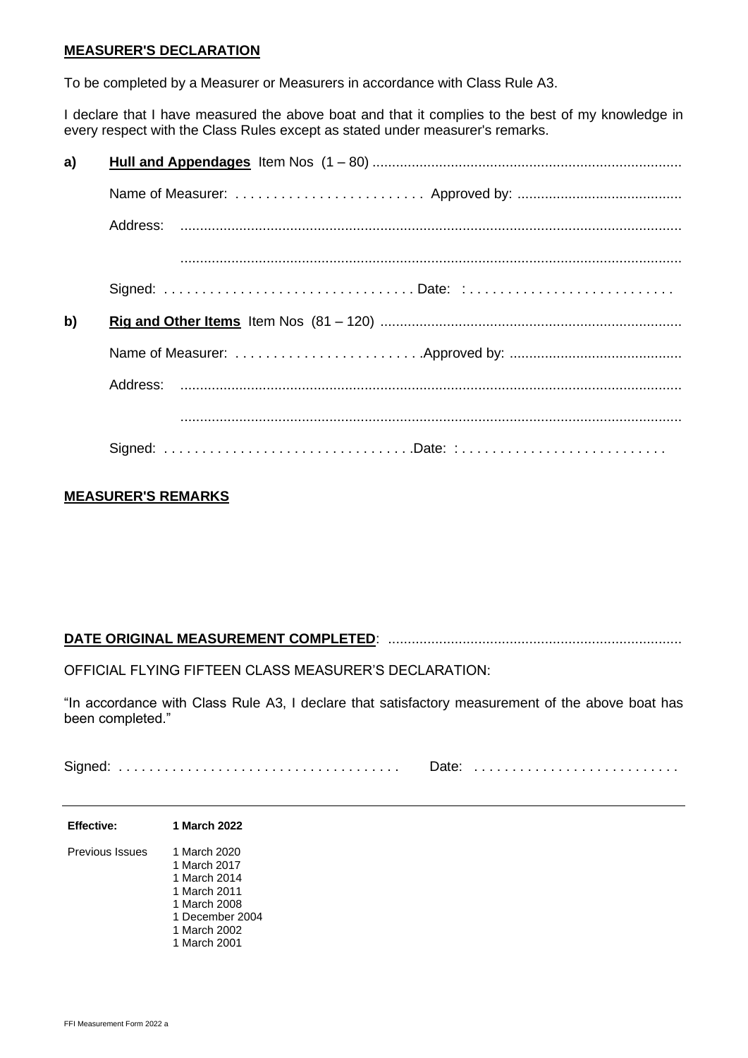**MEASURER'S DECLARATION**

To be completed by a Measurer or Measurers in accordance with Class Rule A3.

I declare that I have measured the above boat and that it complies to the best of my knowledge in every respect with the Class Rules except as stated under measurer's remarks.

**a)** **Hull and Appendages** Item Nos (1 – 80) ..............................................................................

Name of Measurer: . . . . . . . . . . . . . . . . . . . . . . . . Approved by: ..........................................

Address: ..............................................................................................................................

..............................................................................................................................

Signed: . . . . . . . . . . . . . . . . . . . . . . . . . . . . . . . . Date: : . . . . . . . . . . . . . . . . . . . . . . . . . .

**b)** **Rig and Other Items** Item Nos (81 – 120) ............................................................................

Name of Measurer: . . . . . . . . . . . . . . . . . . . . . . . .Approved by: ............................................

Address: ..............................................................................................................................

..............................................................................................................................

Signed: . . . . . . . . . . . . . . . . . . . . . . . . . . . . . . .Date: : . . . . . . . . . . . . . . . . . . . . . . . . . .

**MEASURER'S REMARKS**

**DATE ORIGINAL MEASUREMENT COMPLETED**: ..........................................................................

OFFICIAL FLYING FIFTEEN CLASS MEASURER'S DECLARATION:

"In accordance with Class Rule A3, I declare that satisfactory measurement of the above boat has been completed."

Signed: . . . . . . . . . . . . . . . . . . . . . . . . . . . . . . . . . . . . Date: . . . . . . . . . . . . . . . . . . . . . . . . . .

---

| **Effective:** | **1 March 2022** |
|---|---|
| Previous Issues | 1 March 2020<br>1 March 2017<br>1 March 2014<br>1 March 2011<br>1 March 2008<br>1 December 2004<br>1 March 2002<br>1 March 2001 |

FFI Measurement Form 2022 a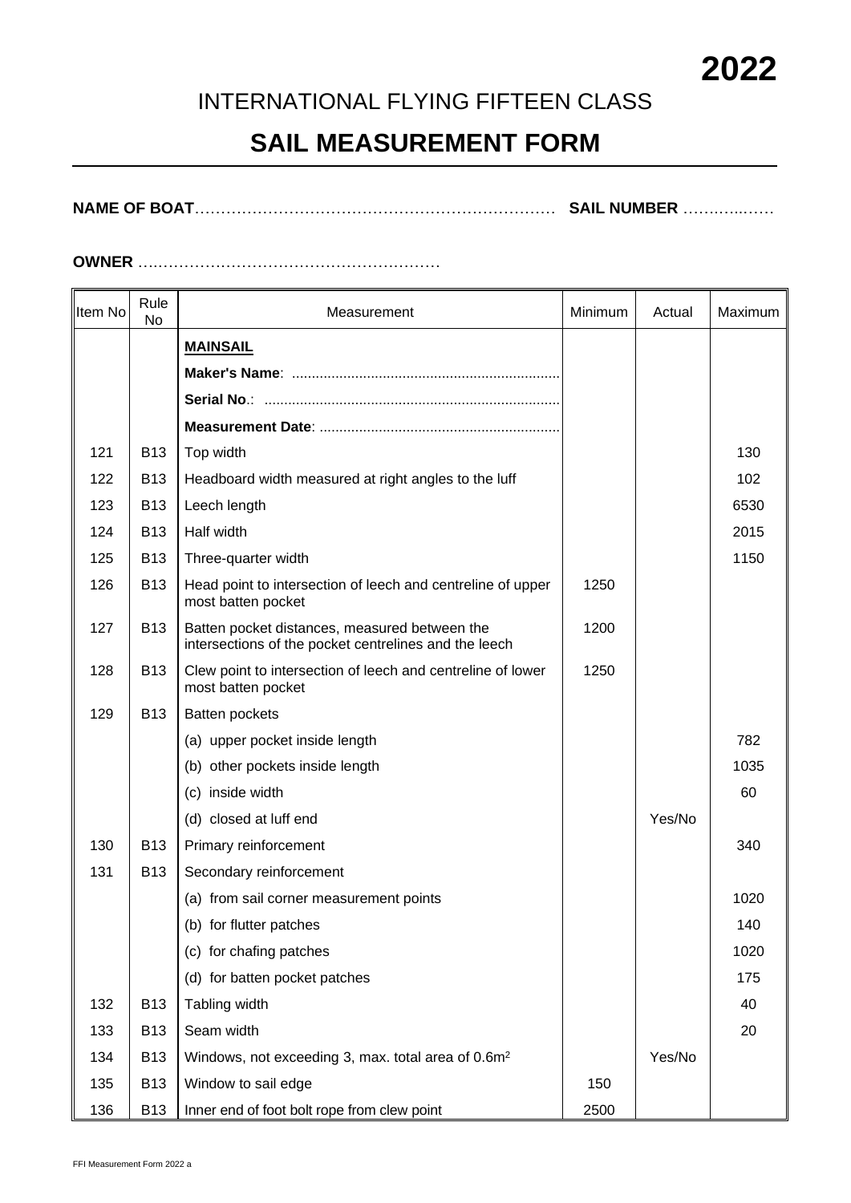**2022**

# INTERNATIONAL FLYING FIFTEEN CLASS

## SAIL MEASUREMENT FORM

**NAME OF BOAT**…………………………………………………………… **SAIL NUMBER** ……………

**OWNER** …………………………………………………

| Item No | Rule No | Measurement | Minimum | Actual | Maximum |
|---|---|---|---|---|---|
| | | **MAINSAIL** | | | |
| | | **Maker's Name**: ................................................................... | | | |
| | | **Serial No**.: ........................................................................... | | | |
| | | **Measurement Date**: ............................................................ | | | |
| 121 | B13 | Top width | | | 130 |
| 122 | B13 | Headboard width measured at right angles to the luff | | | 102 |
| 123 | B13 | Leech length | | | 6530 |
| 124 | B13 | Half width | | | 2015 |
| 125 | B13 | Three-quarter width | | | 1150 |
| 126 | B13 | Head point to intersection of leech and centreline of upper most batten pocket | 1250 | | |
| 127 | B13 | Batten pocket distances, measured between the intersections of the pocket centrelines and the leech | 1200 | | |
| 128 | B13 | Clew point to intersection of leech and centreline of lower most batten pocket | 1250 | | |
| 129 | B13 | Batten pockets | | | |
| | | (a) upper pocket inside length | | | 782 |
| | | (b) other pockets inside length | | | 1035 |
| | | (c) inside width | | | 60 |
| | | (d) closed at luff end | | Yes/No | |
| 130 | B13 | Primary reinforcement | | | 340 |
| 131 | B13 | Secondary reinforcement | | | |
| | | (a) from sail corner measurement points | | | 1020 |
| | | (b) for flutter patches | | | 140 |
| | | (c) for chafing patches | | | 1020 |
| | | (d) for batten pocket patches | | | 175 |
| 132 | B13 | Tabling width | | | 40 |
| 133 | B13 | Seam width | | | 20 |
| 134 | B13 | Windows, not exceeding 3, max. total area of $0.6m^2$ | | Yes/No | |
| 135 | B13 | Window to sail edge | 150 | | |
| 136 | B13 | Inner end of foot bolt rope from clew point | 2500 | | |

FFI Measurement Form 2022 a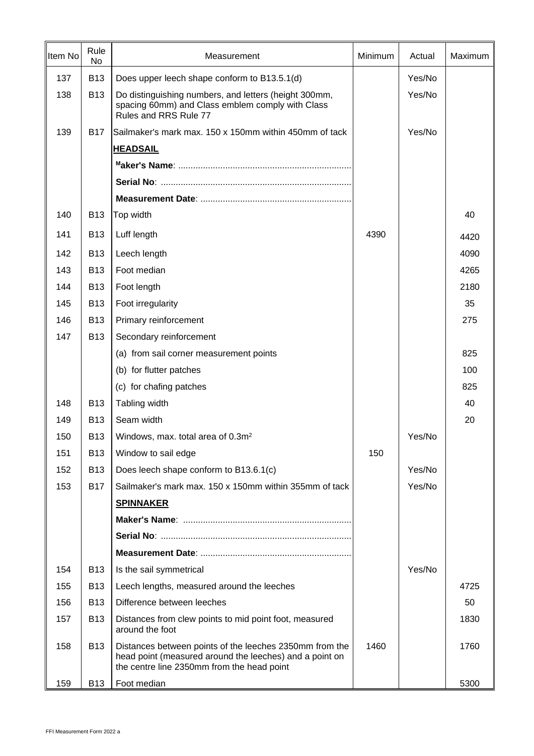| Item No | Rule No | Measurement | Minimum | Actual | Maximum |
|---|---|---|---|---|---|
| 137 | B13 | Does upper leech shape conform to B13.5.1(d) | | Yes/No | |
| 138 | B13 | Do distinguishing numbers, and letters (height 300mm, spacing 60mm) and Class emblem comply with Class Rules and RRS Rule 77 | | Yes/No | |
| 139 | B17 | Sailmaker's mark max. 150 x 150mm within 450mm of tack | | Yes/No | |
| | | **HEADSAIL** | | | |
| | | **Maker's Name**: ...................................................................... | | | |
| | | **Serial No**: ............................................................................ | | | |
| | | **Measurement Date**: ............................................................ | | | |
| 140 | B13 | Top width | | | 40 |
| 141 | B13 | Luff length | 4390 | | 4420 |
| 142 | B13 | Leech length | | | 4090 |
| 143 | B13 | Foot median | | | 4265 |
| 144 | B13 | Foot length | | | 2180 |
| 145 | B13 | Foot irregularity | | | 35 |
| 146 | B13 | Primary reinforcement | | | 275 |
| 147 | B13 | Secondary reinforcement | | | |
| | | (a) from sail corner measurement points | | | 825 |
| | | (b) for flutter patches | | | 100 |
| | | (c) for chafing patches | | | 825 |
| 148 | B13 | Tabling width | | | 40 |
| 149 | B13 | Seam width | | | 20 |
| 150 | B13 | Windows, max. total area of 0.3m² | | Yes/No | |
| 151 | B13 | Window to sail edge | 150 | | |
| 152 | B13 | Does leech shape conform to B13.6.1(c) | | Yes/No | |
| 153 | B17 | Sailmaker's mark max. 150 x 150mm within 355mm of tack | | Yes/No | |
| | | **SPINNAKER** | | | |
| | | **Maker's Name**: .................................................................... | | | |
| | | **Serial No**: ............................................................................ | | | |
| | | **Measurement Date**: ............................................................ | | | |
| 154 | B13 | Is the sail symmetrical | | Yes/No | |
| 155 | B13 | Leech lengths, measured around the leeches | | | 4725 |
| 156 | B13 | Difference between leeches | | | 50 |
| 157 | B13 | Distances from clew points to mid point foot, measured around the foot | | | 1830 |
| 158 | B13 | Distances between points of the leeches 2350mm from the head point (measured around the leeches) and a point on the centre line 2350mm from the head point | 1460 | | 1760 |
| 159 | B13 | Foot median | | | 5300 |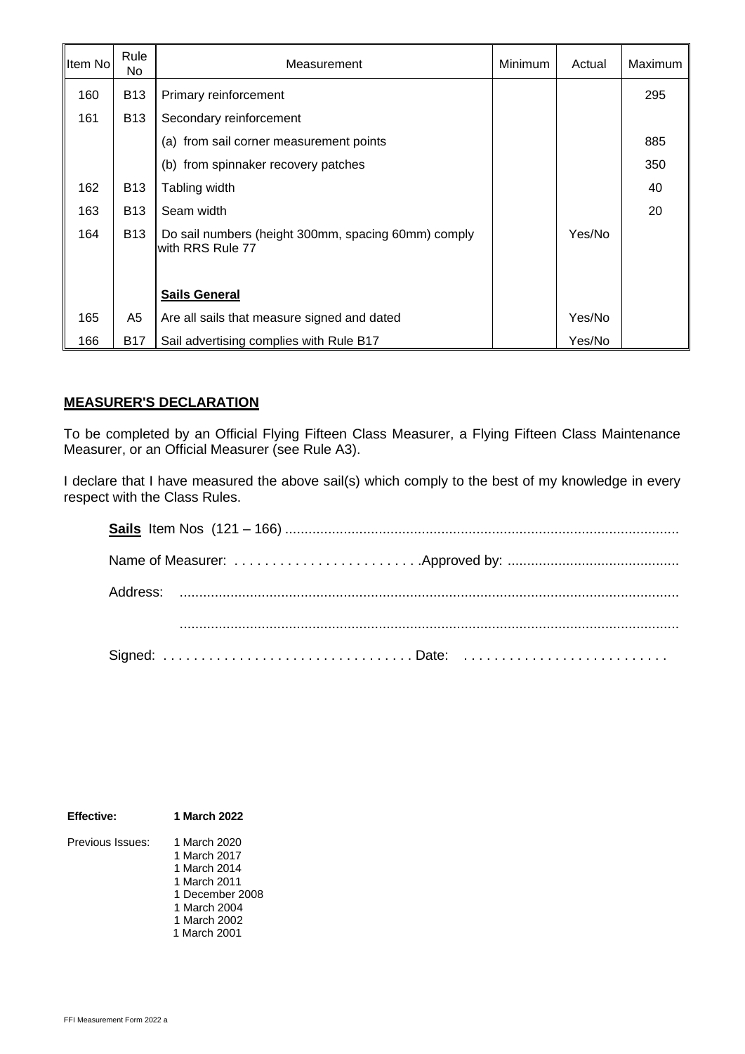| Item No | Rule No | Measurement | Minimum | Actual | Maximum |
|---|---|---|---|---|---|
| 160 | B13 | Primary reinforcement | | | 295 |
| 161 | B13 | Secondary reinforcement | | | |
| | | (a) from sail corner measurement points | | | 885 |
| | | (b) from spinnaker recovery patches | | | 350 |
| 162 | B13 | Tabling width | | | 40 |
| 163 | B13 | Seam width | | | 20 |
| 164 | B13 | Do sail numbers (height 300mm, spacing 60mm) comply with RRS Rule 77 | | Yes/No | |
| | | **Sails General** | | | |
| 165 | A5 | Are all sails that measure signed and dated | | Yes/No | |
| 166 | B17 | Sail advertising complies with Rule B17 | | Yes/No | |

## MEASURER'S DECLARATION

To be completed by an Official Flying Fifteen Class Measurer, a Flying Fifteen Class Maintenance Measurer, or an Official Measurer (see Rule A3).

I declare that I have measured the above sail(s) which comply to the best of my knowledge in every respect with the Class Rules.

**Sails** Item Nos (121 – 166) ....................................................................................................

Name of Measurer: . . . . . . . . . . . . . . . . . . . . . . . .Approved by: ............................................

Address: ..............................................................................................................................

..............................................................................................................................

Signed: . . . . . . . . . . . . . . . . . . . . . . . . . . . . . . . . . Date: . . . . . . . . . . . . . . . . . . . . . . . . . . .

**Effective:** **1 March 2022**

Previous Issues: 1 March 2020
1 March 2017
1 March 2014
1 March 2011
1 December 2008
1 March 2004
1 March 2002
1 March 2001

FFI Measurement Form 2022 a